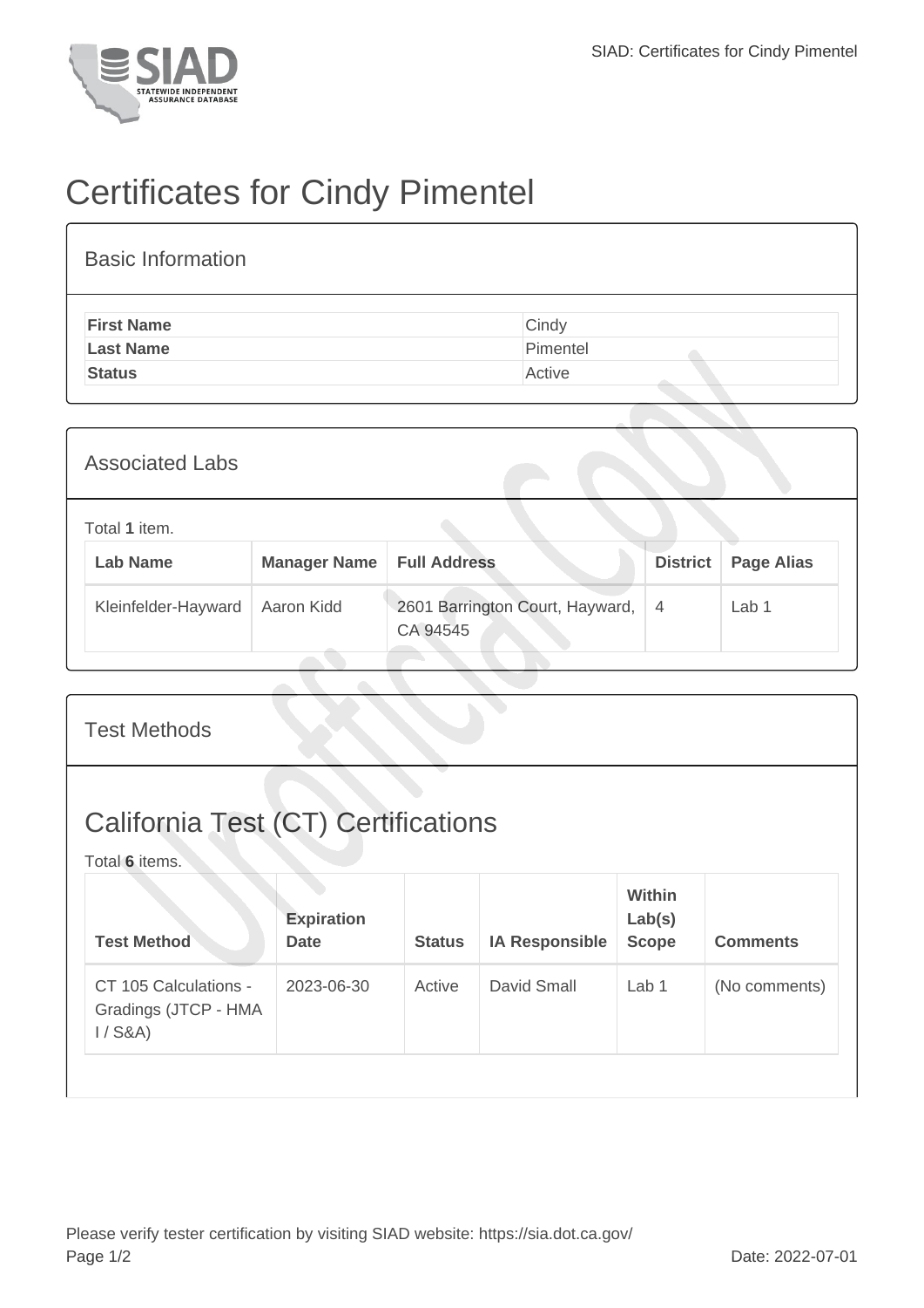# Certificates for Cindy Pimentel

## Basic Information

| | |
|---|---|
| **First Name** | Cindy |
| **Last Name** | Pimentel |
| **Status** | Active |

## Associated Labs

Total **1** item.

| Lab Name | Manager Name | Full Address | District | Page Alias |
|---|---|---|---|---|
| Kleinfelder-Hayward | Aaron Kidd | 2601 Barrington Court, Hayward, CA 94545 | 4 | Lab 1 |

## Test Methods

## California Test (CT) Certifications

Total **6** items.

| Test Method | Expiration Date | Status | IA Responsible | Within Lab(s) Scope | Comments |
|---|---|---|---|---|---|
| CT 105 Calculations - Gradings (JTCP - HMA I / S&A) | 2023-06-30 | Active | David Small | Lab 1 | (No comments) |

Please verify tester certification by visiting SIAD website: https://sia.dot.ca.gov/

Date: 2022-07-01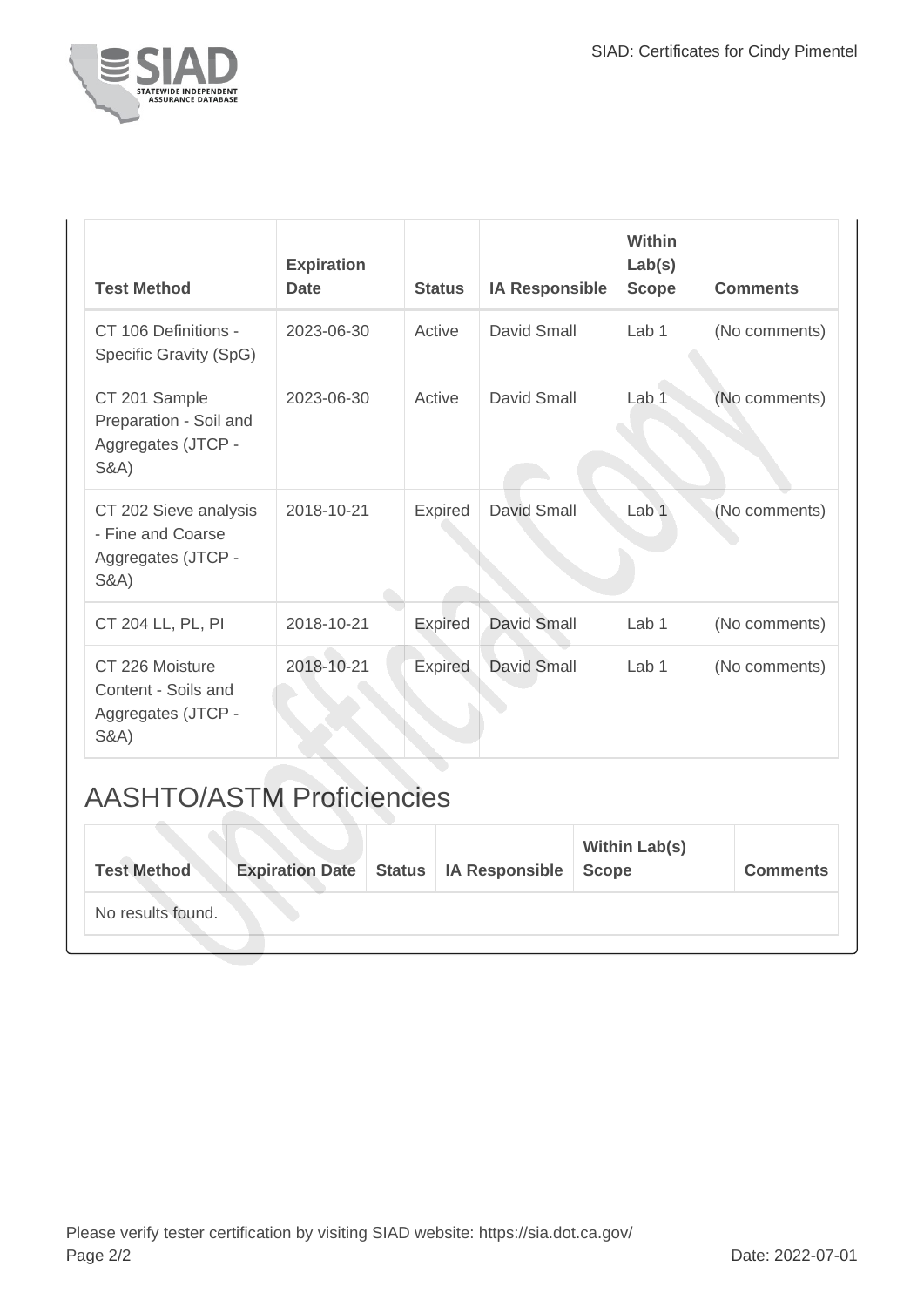| Test Method | Expiration Date | Status | IA Responsible | Within Lab(s) Scope | Comments |
|---|---|---|---|---|---|
| CT 106 Definitions - Specific Gravity (SpG) | 2023-06-30 | Active | David Small | Lab 1 | (No comments) |
| CT 201 Sample Preparation - Soil and Aggregates (JTCP - S&A) | 2023-06-30 | Active | David Small | Lab 1 | (No comments) |
| CT 202 Sieve analysis - Fine and Coarse Aggregates (JTCP - S&A) | 2018-10-21 | Expired | David Small | Lab 1 | (No comments) |
| CT 204 LL, PL, PI | 2018-10-21 | Expired | David Small | Lab 1 | (No comments) |
| CT 226 Moisture Content - Soils and Aggregates (JTCP - S&A) | 2018-10-21 | Expired | David Small | Lab 1 | (No comments) |

## AASHTO/ASTM Proficiencies

| Test Method | Expiration Date | Status | IA Responsible | Within Lab(s) Scope | Comments |
|---|---|---|---|---|---|
| No results found. | | | | | |

Please verify tester certification by visiting SIAD website: https://sia.dot.ca.gov/

Date: 2022-07-01